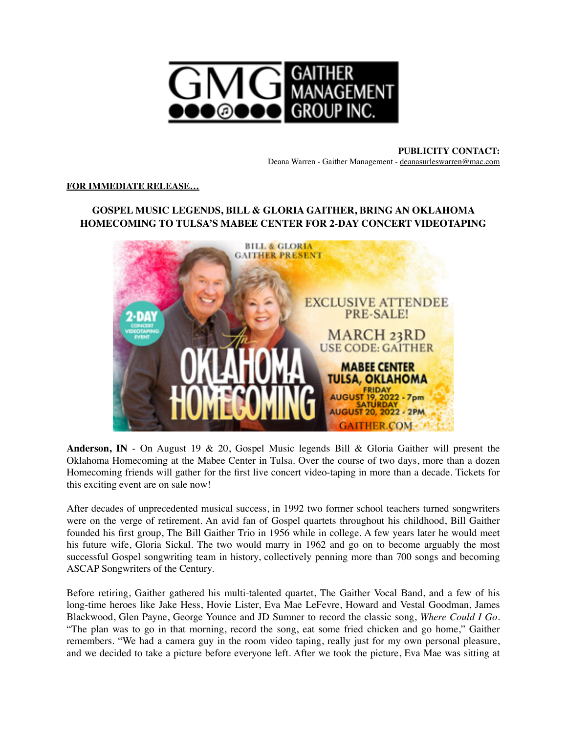**PUBLICITY CONTACT:**
Deana Warren - Gaither Management - deanasurleswarren@mac.com

**FOR IMMEDIATE RELEASE…**

## GOSPEL MUSIC LEGENDS, BILL & GLORIA GAITHER, BRING AN OKLAHOMA HOMECOMING TO TULSA'S MABEE CENTER FOR 2-DAY CONCERT VIDEOTAPING

**Anderson, IN** - On August 19 & 20, Gospel Music legends Bill & Gloria Gaither will present the Oklahoma Homecoming at the Mabee Center in Tulsa. Over the course of two days, more than a dozen Homecoming friends will gather for the first live concert video-taping in more than a decade. Tickets for this exciting event are on sale now!

After decades of unprecedented musical success, in 1992 two former school teachers turned songwriters were on the verge of retirement. An avid fan of Gospel quartets throughout his childhood, Bill Gaither founded his first group, The Bill Gaither Trio in 1956 while in college. A few years later he would meet his future wife, Gloria Sickal. The two would marry in 1962 and go on to become arguably the most successful Gospel songwriting team in history, collectively penning more than 700 songs and becoming ASCAP Songwriters of the Century.

Before retiring, Gaither gathered his multi-talented quartet, The Gaither Vocal Band, and a few of his long-time heroes like Jake Hess, Hovie Lister, Eva Mae LeFevre, Howard and Vestal Goodman, James Blackwood, Glen Payne, George Younce and JD Sumner to record the classic song, *Where Could I Go*. "The plan was to go in that morning, record the song, eat some fried chicken and go home," Gaither remembers. "We had a camera guy in the room video taping, really just for my own personal pleasure, and we decided to take a picture before everyone left. After we took the picture, Eva Mae was sitting at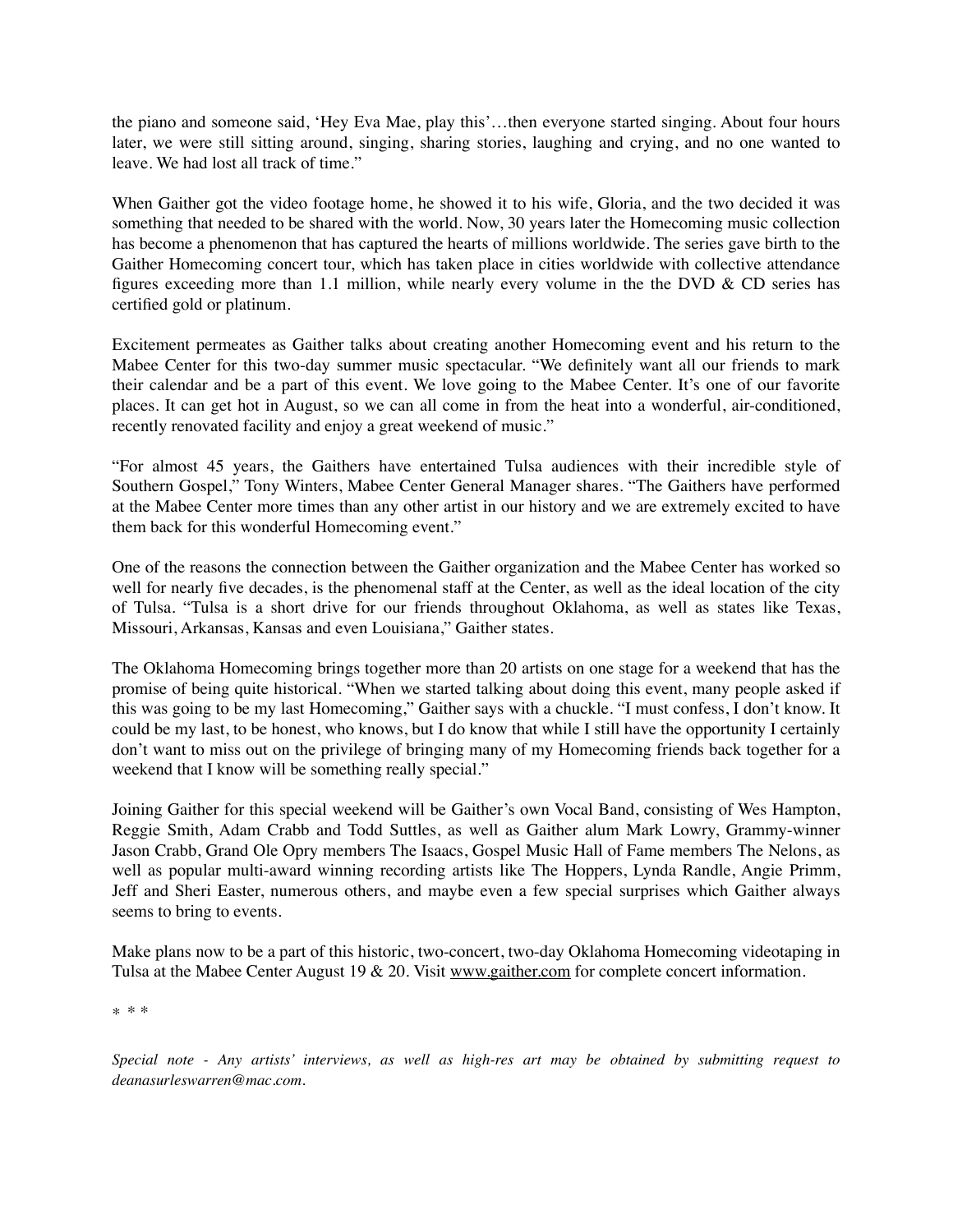the piano and someone said, 'Hey Eva Mae, play this'…then everyone started singing. About four hours later, we were still sitting around, singing, sharing stories, laughing and crying, and no one wanted to leave. We had lost all track of time."

When Gaither got the video footage home, he showed it to his wife, Gloria, and the two decided it was something that needed to be shared with the world. Now, 30 years later the Homecoming music collection has become a phenomenon that has captured the hearts of millions worldwide. The series gave birth to the Gaither Homecoming concert tour, which has taken place in cities worldwide with collective attendance figures exceeding more than 1.1 million, while nearly every volume in the the DVD & CD series has certified gold or platinum.

Excitement permeates as Gaither talks about creating another Homecoming event and his return to the Mabee Center for this two-day summer music spectacular. "We definitely want all our friends to mark their calendar and be a part of this event. We love going to the Mabee Center. It's one of our favorite places. It can get hot in August, so we can all come in from the heat into a wonderful, air-conditioned, recently renovated facility and enjoy a great weekend of music."

"For almost 45 years, the Gaithers have entertained Tulsa audiences with their incredible style of Southern Gospel," Tony Winters, Mabee Center General Manager shares. "The Gaithers have performed at the Mabee Center more times than any other artist in our history and we are extremely excited to have them back for this wonderful Homecoming event."

One of the reasons the connection between the Gaither organization and the Mabee Center has worked so well for nearly five decades, is the phenomenal staff at the Center, as well as the ideal location of the city of Tulsa. "Tulsa is a short drive for our friends throughout Oklahoma, as well as states like Texas, Missouri, Arkansas, Kansas and even Louisiana," Gaither states.

The Oklahoma Homecoming brings together more than 20 artists on one stage for a weekend that has the promise of being quite historical. "When we started talking about doing this event, many people asked if this was going to be my last Homecoming," Gaither says with a chuckle. "I must confess, I don't know. It could be my last, to be honest, who knows, but I do know that while I still have the opportunity I certainly don't want to miss out on the privilege of bringing many of my Homecoming friends back together for a weekend that I know will be something really special."

Joining Gaither for this special weekend will be Gaither's own Vocal Band, consisting of Wes Hampton, Reggie Smith, Adam Crabb and Todd Suttles, as well as Gaither alum Mark Lowry, Grammy-winner Jason Crabb, Grand Ole Opry members The Isaacs, Gospel Music Hall of Fame members The Nelons, as well as popular multi-award winning recording artists like The Hoppers, Lynda Randle, Angie Primm, Jeff and Sheri Easter, numerous others, and maybe even a few special surprises which Gaither always seems to bring to events.

Make plans now to be a part of this historic, two-concert, two-day Oklahoma Homecoming videotaping in Tulsa at the Mabee Center August 19 & 20. Visit www.gaither.com for complete concert information.

\* \* \*

*Special note - Any artists' interviews, as well as high-res art may be obtained by submitting request to deanasurleswarren@mac.com.*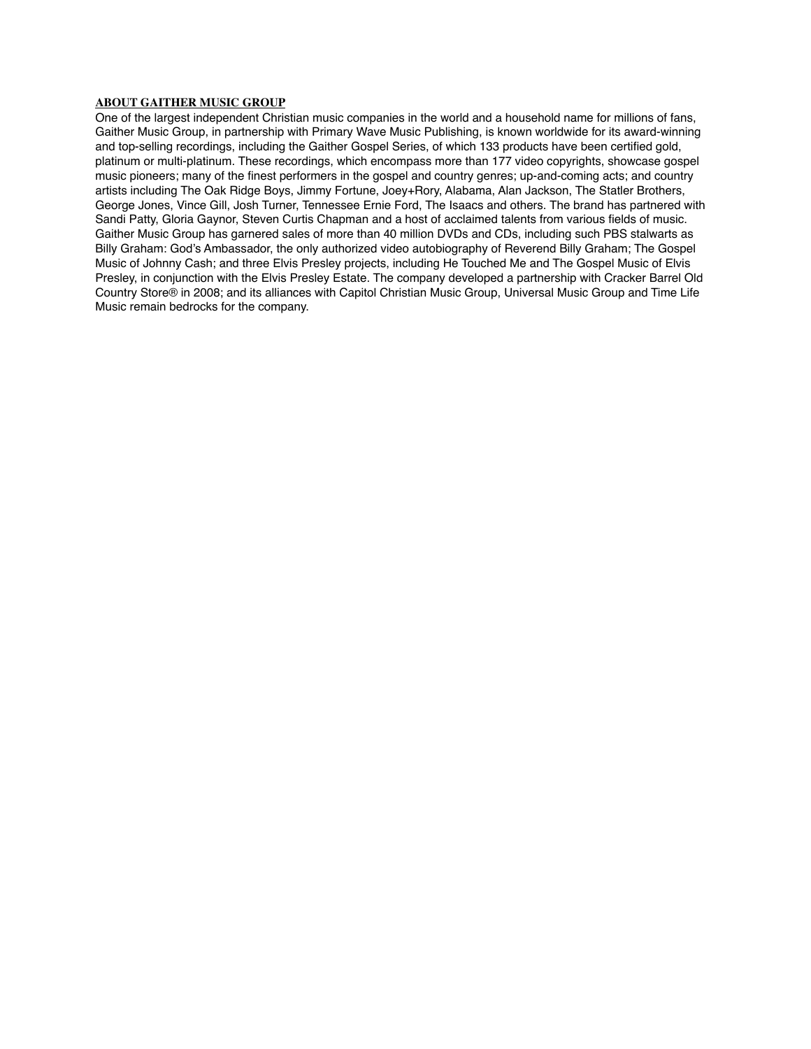**ABOUT GAITHER MUSIC GROUP**

One of the largest independent Christian music companies in the world and a household name for millions of fans, Gaither Music Group, in partnership with Primary Wave Music Publishing, is known worldwide for its award-winning and top-selling recordings, including the Gaither Gospel Series, of which 133 products have been certified gold, platinum or multi-platinum. These recordings, which encompass more than 177 video copyrights, showcase gospel music pioneers; many of the finest performers in the gospel and country genres; up-and-coming acts; and country artists including The Oak Ridge Boys, Jimmy Fortune, Joey+Rory, Alabama, Alan Jackson, The Statler Brothers, George Jones, Vince Gill, Josh Turner, Tennessee Ernie Ford, The Isaacs and others. The brand has partnered with Sandi Patty, Gloria Gaynor, Steven Curtis Chapman and a host of acclaimed talents from various fields of music. Gaither Music Group has garnered sales of more than 40 million DVDs and CDs, including such PBS stalwarts as Billy Graham: God's Ambassador, the only authorized video autobiography of Reverend Billy Graham; The Gospel Music of Johnny Cash; and three Elvis Presley projects, including He Touched Me and The Gospel Music of Elvis Presley, in conjunction with the Elvis Presley Estate. The company developed a partnership with Cracker Barrel Old Country Store® in 2008; and its alliances with Capitol Christian Music Group, Universal Music Group and Time Life Music remain bedrocks for the company.